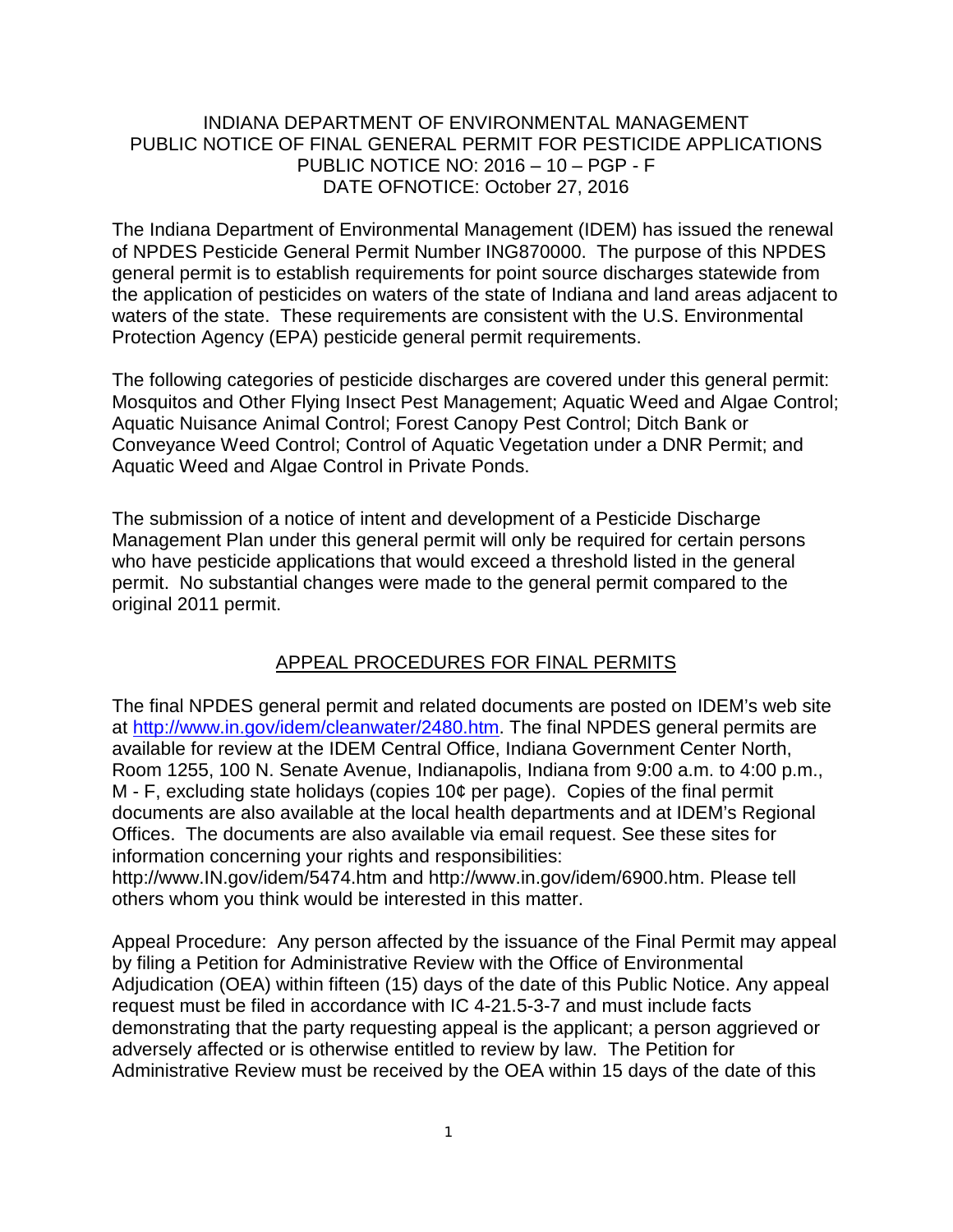# INDIANA DEPARTMENT OF ENVIRONMENTAL MANAGEMENT
# PUBLIC NOTICE OF FINAL GENERAL PERMIT FOR PESTICIDE APPLICATIONS
## PUBLIC NOTICE NO: 2016 – 10 – PGP - F
## DATE OFNOTICE: October 27, 2016

The Indiana Department of Environmental Management (IDEM) has issued the renewal of NPDES Pesticide General Permit Number ING870000. The purpose of this NPDES general permit is to establish requirements for point source discharges statewide from the application of pesticides on waters of the state of Indiana and land areas adjacent to waters of the state. These requirements are consistent with the U.S. Environmental Protection Agency (EPA) pesticide general permit requirements.

The following categories of pesticide discharges are covered under this general permit: Mosquitos and Other Flying Insect Pest Management; Aquatic Weed and Algae Control; Aquatic Nuisance Animal Control; Forest Canopy Pest Control; Ditch Bank or Conveyance Weed Control; Control of Aquatic Vegetation under a DNR Permit; and Aquatic Weed and Algae Control in Private Ponds.

The submission of a notice of intent and development of a Pesticide Discharge Management Plan under this general permit will only be required for certain persons who have pesticide applications that would exceed a threshold listed in the general permit. No substantial changes were made to the general permit compared to the original 2011 permit.

## APPEAL PROCEDURES FOR FINAL PERMITS

The final NPDES general permit and related documents are posted on IDEM's web site at http://www.in.gov/idem/cleanwater/2480.htm. The final NPDES general permits are available for review at the IDEM Central Office, Indiana Government Center North, Room 1255, 100 N. Senate Avenue, Indianapolis, Indiana from 9:00 a.m. to 4:00 p.m., M - F, excluding state holidays (copies 10¢ per page). Copies of the final permit documents are also available at the local health departments and at IDEM's Regional Offices. The documents are also available via email request. See these sites for information concerning your rights and responsibilities:
http://www.IN.gov/idem/5474.htm and http://www.in.gov/idem/6900.htm. Please tell others whom you think would be interested in this matter.

Appeal Procedure: Any person affected by the issuance of the Final Permit may appeal by filing a Petition for Administrative Review with the Office of Environmental Adjudication (OEA) within fifteen (15) days of the date of this Public Notice. Any appeal request must be filed in accordance with IC 4-21.5-3-7 and must include facts demonstrating that the party requesting appeal is the applicant; a person aggrieved or adversely affected or is otherwise entitled to review by law. The Petition for Administrative Review must be received by the OEA within 15 days of the date of this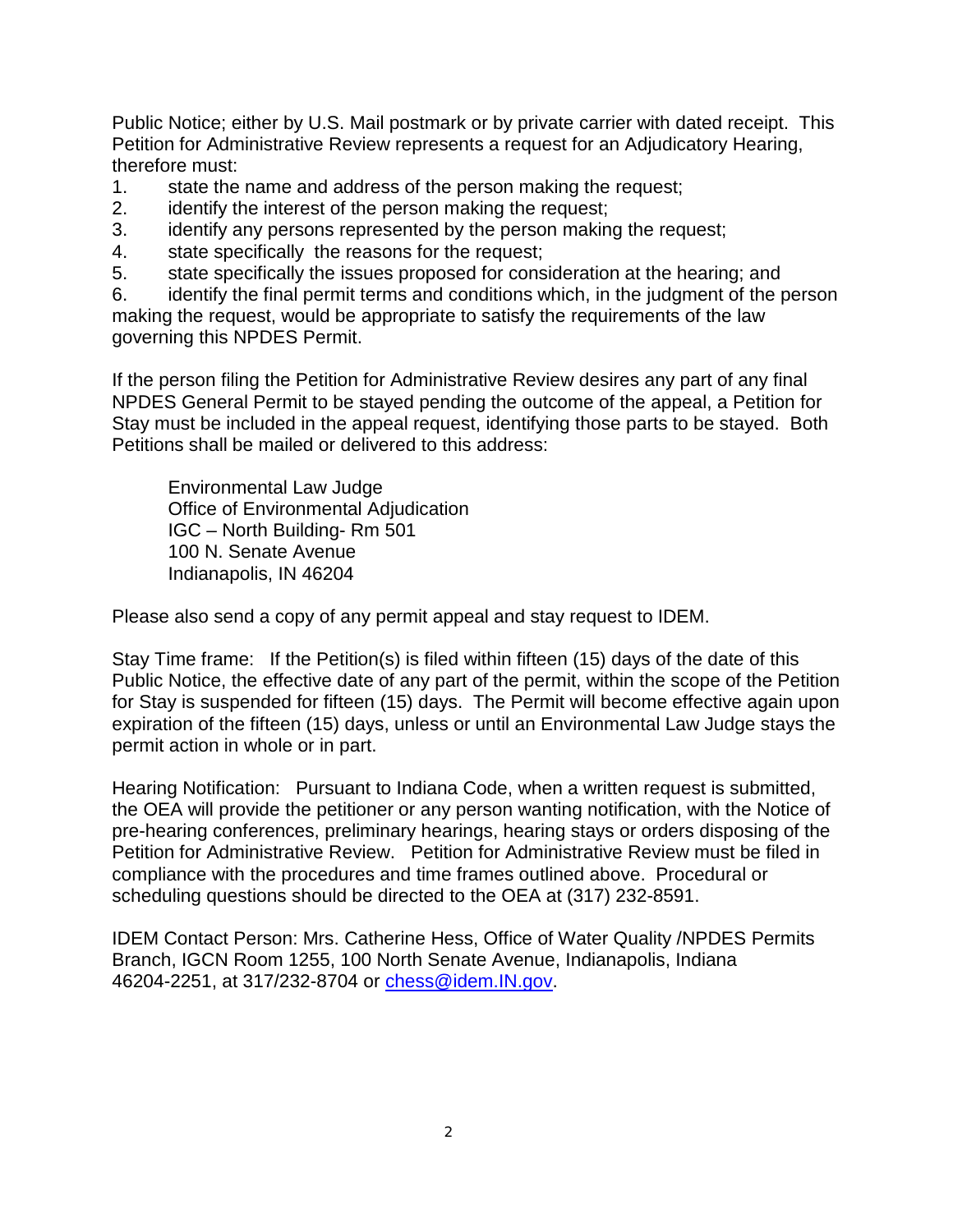Public Notice; either by U.S. Mail postmark or by private carrier with dated receipt. This Petition for Administrative Review represents a request for an Adjudicatory Hearing, therefore must:

1. state the name and address of the person making the request;
2. identify the interest of the person making the request;
3. identify any persons represented by the person making the request;
4. state specifically the reasons for the request;
5. state specifically the issues proposed for consideration at the hearing; and
6. identify the final permit terms and conditions which, in the judgment of the person making the request, would be appropriate to satisfy the requirements of the law governing this NPDES Permit.

If the person filing the Petition for Administrative Review desires any part of any final NPDES General Permit to be stayed pending the outcome of the appeal, a Petition for Stay must be included in the appeal request, identifying those parts to be stayed. Both Petitions shall be mailed or delivered to this address:

Environmental Law Judge
Office of Environmental Adjudication
IGC – North Building- Rm 501
100 N. Senate Avenue
Indianapolis, IN 46204

Please also send a copy of any permit appeal and stay request to IDEM.

Stay Time frame: If the Petition(s) is filed within fifteen (15) days of the date of this Public Notice, the effective date of any part of the permit, within the scope of the Petition for Stay is suspended for fifteen (15) days. The Permit will become effective again upon expiration of the fifteen (15) days, unless or until an Environmental Law Judge stays the permit action in whole or in part.

Hearing Notification: Pursuant to Indiana Code, when a written request is submitted, the OEA will provide the petitioner or any person wanting notification, with the Notice of pre-hearing conferences, preliminary hearings, hearing stays or orders disposing of the Petition for Administrative Review. Petition for Administrative Review must be filed in compliance with the procedures and time frames outlined above. Procedural or scheduling questions should be directed to the OEA at (317) 232-8591.

IDEM Contact Person: Mrs. Catherine Hess, Office of Water Quality /NPDES Permits Branch, IGCN Room 1255, 100 North Senate Avenue, Indianapolis, Indiana 46204-2251, at 317/232-8704 or chess@idem.IN.gov.